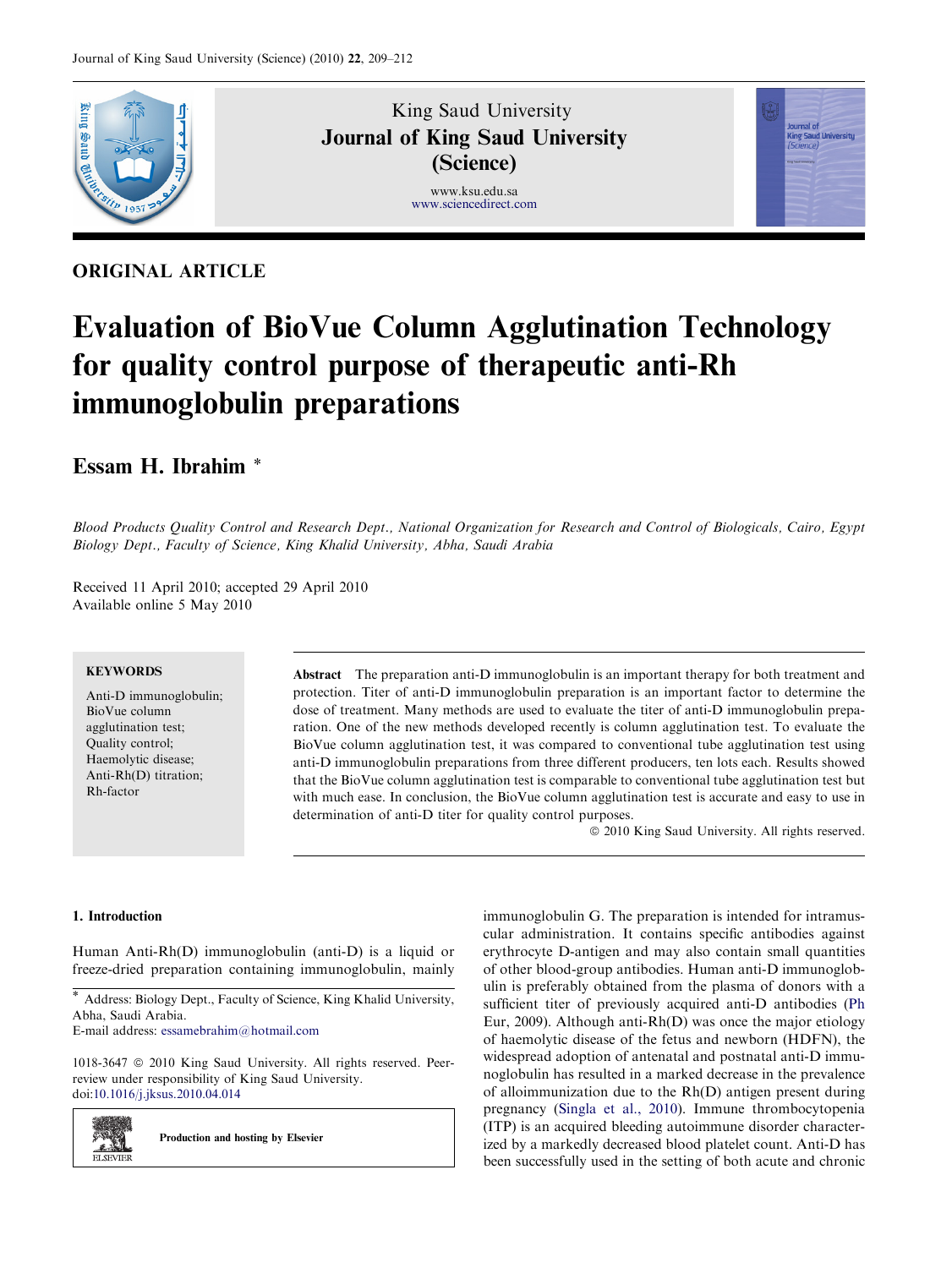ORIGINAL ARTICLE

# Evaluation of BioVue Column Agglutination Technology for quality control purpose of therapeutic anti-Rh immunoglobulin preparations

## Essam H. Ibrahim *

*Blood Products Quality Control and Research Dept., National Organization for Research and Control of Biologicals, Cairo, Egypt*
*Biology Dept., Faculty of Science, King Khalid University, Abha, Saudi Arabia*

Received 11 April 2010; accepted 29 April 2010
Available online 5 May 2010

**KEYWORDS**

Anti-D immunoglobulin;
BioVue column agglutination test;
Quality control;
Haemolytic disease;
Anti-Rh(D) titration;
Rh-factor

**Abstract** The preparation anti-D immunoglobulin is an important therapy for both treatment and protection. Titer of anti-D immunoglobulin preparation is an important factor to determine the dose of treatment. Many methods are used to evaluate the titer of anti-D immunoglobulin preparation. One of the new methods developed recently is column agglutination test. To evaluate the BioVue column agglutination test, it was compared to conventional tube agglutination test using anti-D immunoglobulin preparations from three different producers, ten lots each. Results showed that the BioVue column agglutination test is comparable to conventional tube agglutination test but with much ease. In conclusion, the BioVue column agglutination test is accurate and easy to use in determination of anti-D titer for quality control purposes.

© 2010 King Saud University. All rights reserved.

### 1. Introduction

Human Anti-Rh(D) immunoglobulin (anti-D) is a liquid or freeze-dried preparation containing immunoglobulin, mainly immunoglobulin G. The preparation is intended for intramuscular administration. It contains specific antibodies against erythrocyte D-antigen and may also contain small quantities of other blood-group antibodies. Human anti-D immunoglobulin is preferably obtained from the plasma of donors with a sufficient titer of previously acquired anti-D antibodies (Ph Eur, 2009). Although anti-Rh(D) was once the major etiology of haemolytic disease of the fetus and newborn (HDFN), the widespread adoption of antenatal and postnatal anti-D immunoglobulin has resulted in a marked decrease in the prevalence of alloimmunization due to the Rh(D) antigen present during pregnancy (Singla et al., 2010). Immune thrombocytopenia (ITP) is an acquired bleeding autoimmune disorder characterized by a markedly decreased blood platelet count. Anti-D has been successfully used in the setting of both acute and chronic

* Address: Biology Dept., Faculty of Science, King Khalid University, Abha, Saudi Arabia.
E-mail address: essamebrahim@hotmail.com

1018-3647 © 2010 King Saud University. All rights reserved. Peer-review under responsibility of King Saud University.
doi:10.1016/j.jksus.2010.04.014

Production and hosting by Elsevier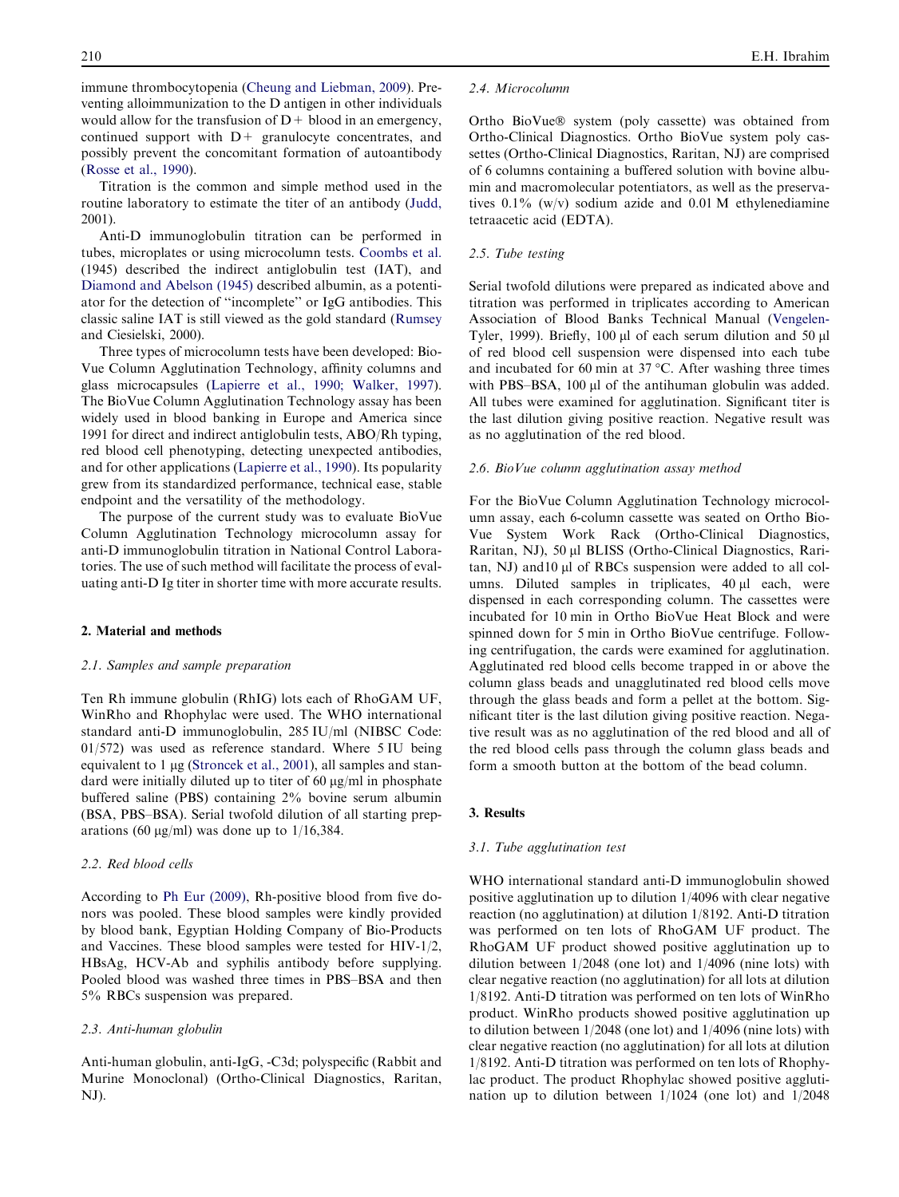immune thrombocytopenia (Cheung and Liebman, 2009). Preventing alloimmunization to the D antigen in other individuals would allow for the transfusion of D+ blood in an emergency, continued support with D+ granulocyte concentrates, and possibly prevent the concomitant formation of autoantibody (Rosse et al., 1990).

Titration is the common and simple method used in the routine laboratory to estimate the titer of an antibody (Judd, 2001).

Anti-D immunoglobulin titration can be performed in tubes, microplates or using microcolumn tests. Coombs et al. (1945) described the indirect antiglobulin test (IAT), and Diamond and Abelson (1945) described albumin, as a potentiator for the detection of "incomplete" or IgG antibodies. This classic saline IAT is still viewed as the gold standard (Rumsey and Ciesielski, 2000).

Three types of microcolumn tests have been developed: BioVue Column Agglutination Technology, affinity columns and glass microcapsules (Lapierre et al., 1990; Walker, 1997). The BioVue Column Agglutination Technology assay has been widely used in blood banking in Europe and America since 1991 for direct and indirect antiglobulin tests, ABO/Rh typing, red blood cell phenotyping, detecting unexpected antibodies, and for other applications (Lapierre et al., 1990). Its popularity grew from its standardized performance, technical ease, stable endpoint and the versatility of the methodology.

The purpose of the current study was to evaluate BioVue Column Agglutination Technology microcolumn assay for anti-D immunoglobulin titration in National Control Laboratories. The use of such method will facilitate the process of evaluating anti-D Ig titer in shorter time with more accurate results.

## 2. Material and methods

### *2.1. Samples and sample preparation*

Ten Rh immune globulin (RhIG) lots each of RhoGAM UF, WinRho and Rhophylac were used. The WHO international standard anti-D immunoglobulin, 285 IU/ml (NIBSC Code: 01/572) was used as reference standard. Where 5 IU being equivalent to 1 µg (Stroncek et al., 2001), all samples and standard were initially diluted up to titer of 60 µg/ml in phosphate buffered saline (PBS) containing 2% bovine serum albumin (BSA, PBS–BSA). Serial twofold dilution of all starting preparations (60 µg/ml) was done up to 1/16,384.

### *2.2. Red blood cells*

According to Ph Eur (2009), Rh-positive blood from five donors was pooled. These blood samples were kindly provided by blood bank, Egyptian Holding Company of Bio-Products and Vaccines. These blood samples were tested for HIV-1/2, HBsAg, HCV-Ab and syphilis antibody before supplying. Pooled blood was washed three times in PBS–BSA and then 5% RBCs suspension was prepared.

### *2.3. Anti-human globulin*

Anti-human globulin, anti-IgG, -C3d; polyspecific (Rabbit and Murine Monoclonal) (Ortho-Clinical Diagnostics, Raritan, NJ).

### *2.4. Microcolumn*

Ortho BioVue® system (poly cassette) was obtained from Ortho-Clinical Diagnostics. Ortho BioVue system poly cassettes (Ortho-Clinical Diagnostics, Raritan, NJ) are comprised of 6 columns containing a buffered solution with bovine albumin and macromolecular potentiators, as well as the preservatives 0.1% (w/v) sodium azide and 0.01 M ethylenediamine tetraacetic acid (EDTA).

### *2.5. Tube testing*

Serial twofold dilutions were prepared as indicated above and titration was performed in triplicates according to American Association of Blood Banks Technical Manual (Vengelen-Tyler, 1999). Briefly, 100 µl of each serum dilution and 50 µl of red blood cell suspension were dispensed into each tube and incubated for 60 min at 37 °C. After washing three times with PBS–BSA, 100 µl of the antihuman globulin was added. All tubes were examined for agglutination. Significant titer is the last dilution giving positive reaction. Negative result was as no agglutination of the red blood.

### *2.6. BioVue column agglutination assay method*

For the BioVue Column Agglutination Technology microcolumn assay, each 6-column cassette was seated on Ortho BioVue System Work Rack (Ortho-Clinical Diagnostics, Raritan, NJ), 50 µl BLISS (Ortho-Clinical Diagnostics, Raritan, NJ) and10 µl of RBCs suspension were added to all columns. Diluted samples in triplicates, 40 µl each, were dispensed in each corresponding column. The cassettes were incubated for 10 min in Ortho BioVue Heat Block and were spinned down for 5 min in Ortho BioVue centrifuge. Following centrifugation, the cards were examined for agglutination. Agglutinated red blood cells become trapped in or above the column glass beads and unagglutinated red blood cells move through the glass beads and form a pellet at the bottom. Significant titer is the last dilution giving positive reaction. Negative result was as no agglutination of the red blood and all of the red blood cells pass through the column glass beads and form a smooth button at the bottom of the bead column.

## 3. Results

### *3.1. Tube agglutination test*

WHO international standard anti-D immunoglobulin showed positive agglutination up to dilution 1/4096 with clear negative reaction (no agglutination) at dilution 1/8192. Anti-D titration was performed on ten lots of RhoGAM UF product. The RhoGAM UF product showed positive agglutination up to dilution between 1/2048 (one lot) and 1/4096 (nine lots) with clear negative reaction (no agglutination) for all lots at dilution 1/8192. Anti-D titration was performed on ten lots of WinRho product. WinRho products showed positive agglutination up to dilution between 1/2048 (one lot) and 1/4096 (nine lots) with clear negative reaction (no agglutination) for all lots at dilution 1/8192. Anti-D titration was performed on ten lots of Rhophylac product. The product Rhophylac showed positive agglutination up to dilution between 1/1024 (one lot) and 1/2048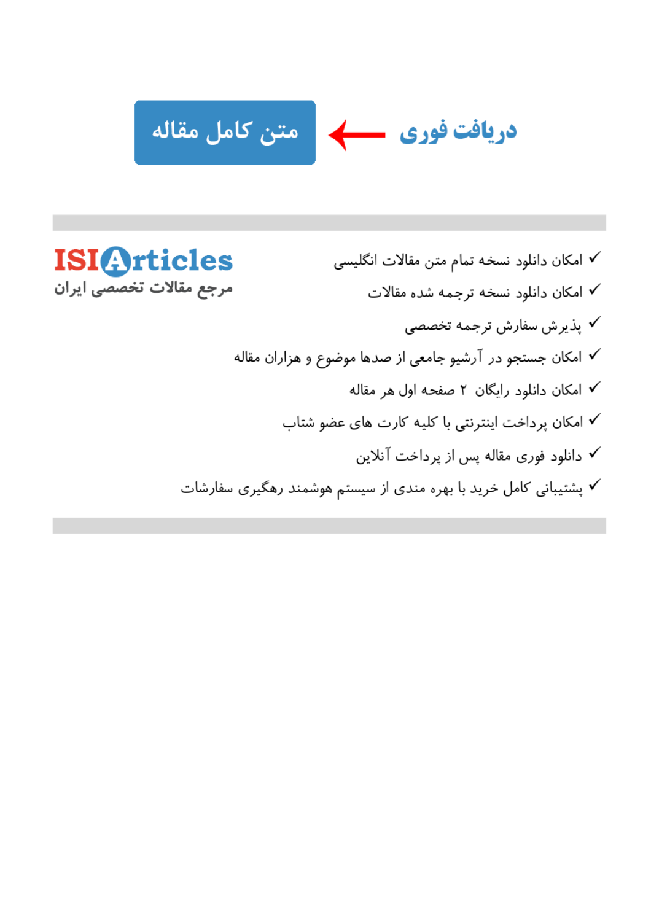دریافت فوری ← متن کامل مقاله

**ISIArticles**
مرجع مقالات تخصصی ایران

- ✓ امکان دانلود نسخه تمام متن مقالات انگلیسی
- ✓ امکان دانلود نسخه ترجمه شده مقالات
- ✓ پذیرش سفارش ترجمه تخصصی
- ✓ امکان جستجو در آرشیو جامعی از صدها موضوع و هزاران مقاله
- ✓ امکان دانلود رایگان ۲ صفحه اول هر مقاله
- ✓ امکان پرداخت اینترنتی با کلیه کارت های عضو شتاب
- ✓ دانلود فوری مقاله پس از پرداخت آنلاین
- ✓ پشتیبانی کامل خرید با بهره مندی از سیستم هوشمند رهگیری سفارشات